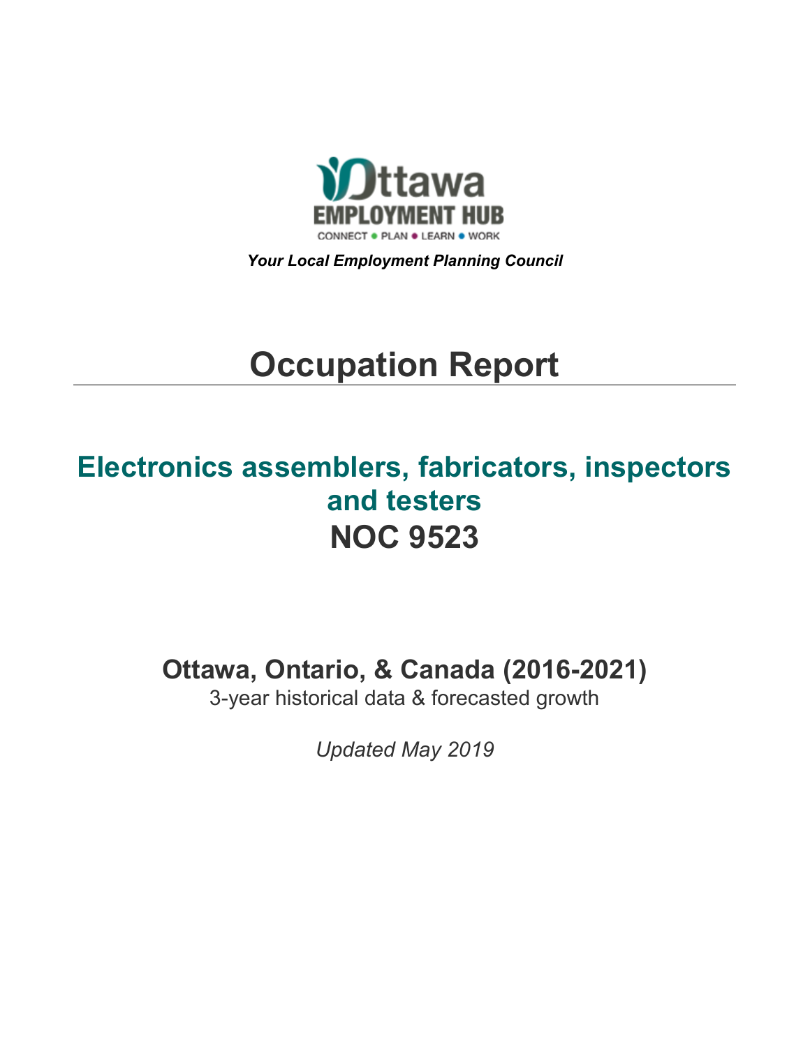Ottawa EMPLOYMENT HUB

CONNECT • PLAN • LEARN • WORK

*Your Local Employment Planning Council*

# Occupation Report

## Electronics assemblers, fabricators, inspectors and testers
## NOC 9523

### Ottawa, Ontario, & Canada (2016-2021)

3-year historical data & forecasted growth

*Updated May 2019*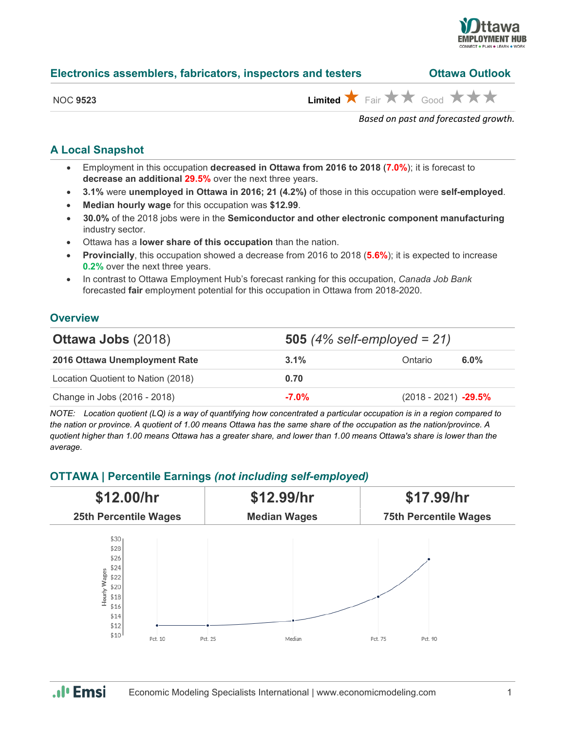## Electronics assemblers, fabricators, inspectors and testers — Ottawa Outlook

NOC **9523** — **Limited** ★ Fair ★★ Good ★★★

*Based on past and forecasted growth.*

### A Local Snapshot

- Employment in this occupation **decreased in Ottawa from 2016 to 2018** (**7.0%**); it is forecast to **decrease an additional 29.5%** over the next three years.
- **3.1%** were **unemployed in Ottawa in 2016; 21 (4.2%)** of those in this occupation were **self-employed**.
- **Median hourly wage** for this occupation was **$12.99**.
- **30.0%** of the 2018 jobs were in the **Semiconductor and other electronic component manufacturing** industry sector.
- Ottawa has a **lower share of this occupation** than the nation.
- **Provincially**, this occupation showed a decrease from 2016 to 2018 (**5.6%**); it is expected to increase **0.2%** over the next three years.
- In contrast to Ottawa Employment Hub's forecast ranking for this occupation, *Canada Job Bank* forecasted **fair** employment potential for this occupation in Ottawa from 2018-2020.

### Overview

| **Ottawa Jobs** (2018) | **505** *(4% self-employed = 21)* | | |
|---|---|---|---|
| **2016 Ottawa Unemployment Rate** | **3.1%** | Ontario | **6.0%** |
| Location Quotient to Nation (2018) | **0.70** | | |
| Change in Jobs (2016 - 2018) | **-7.0%** | (2018 - 2021) | **-29.5%** |

*NOTE: Location quotient (LQ) is a way of quantifying how concentrated a particular occupation is in a region compared to the nation or province. A quotient of 1.00 means Ottawa has the same share of the occupation as the nation/province. A quotient higher than 1.00 means Ottawa has a greater share, and lower than 1.00 means Ottawa's share is lower than the average.*

### OTTAWA | Percentile Earnings *(not including self-employed)*

| $12.00/hr | $12.99/hr | $17.99/hr |
|---|---|---|
| 25th Percentile Wages | Median Wages | 75th Percentile Wages |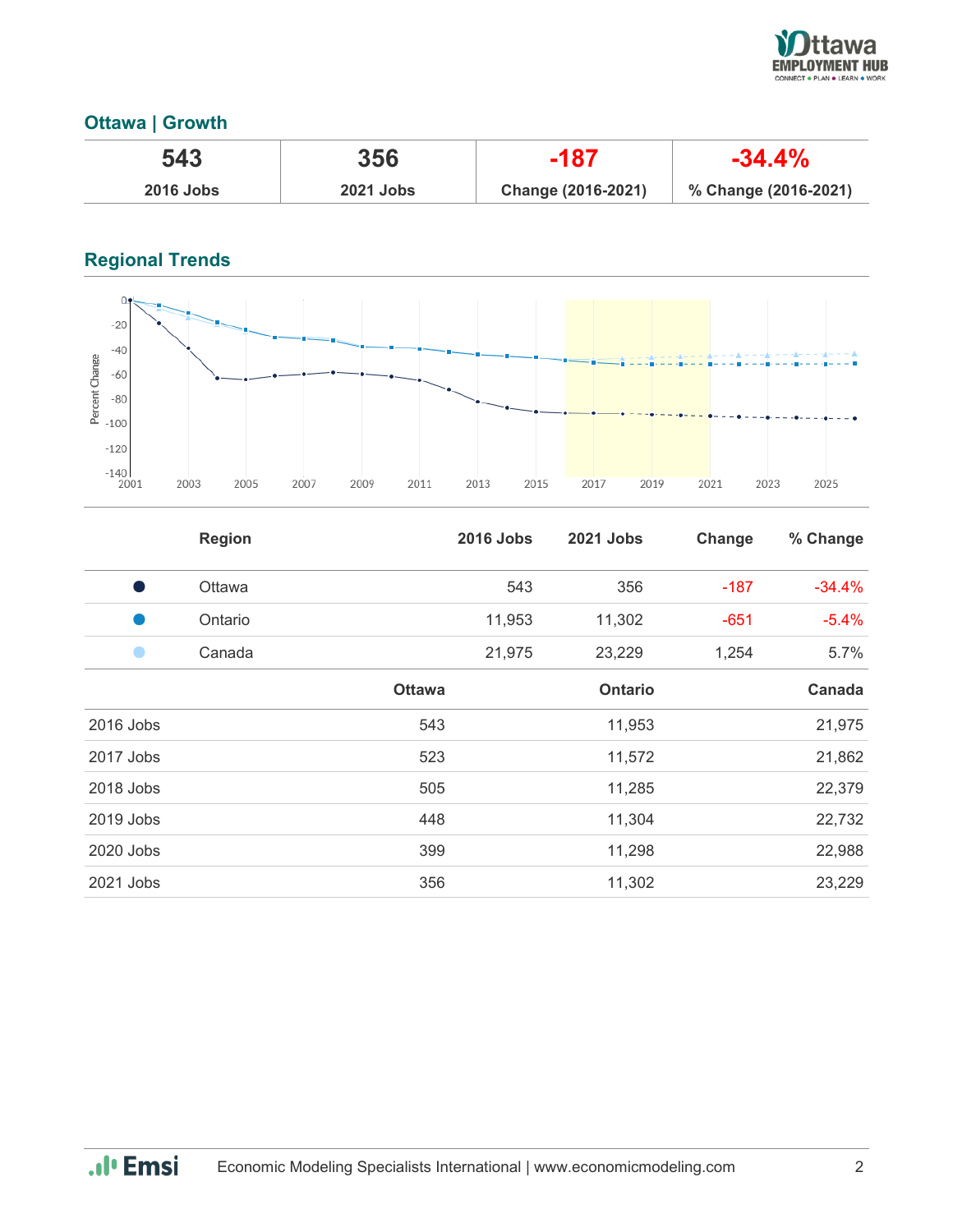## Ottawa | Growth

| 543 | 356 | -187 | -34.4% |
|---|---|---|---|
| 2016 Jobs | 2021 Jobs | Change (2016-2021) | % Change (2016-2021) |

## Regional Trends

| | Region | 2016 Jobs | 2021 Jobs | Change | % Change |
|---|---|---|---|---|---|
| ● | Ottawa | 543 | 356 | -187 | -34.4% |
| ● | Ontario | 11,953 | 11,302 | -651 | -5.4% |
| ● | Canada | 21,975 | 23,229 | 1,254 | 5.7% |

| | Ottawa | Ontario | Canada |
|---|---|---|---|
| 2016 Jobs | 543 | 11,953 | 21,975 |
| 2017 Jobs | 523 | 11,572 | 21,862 |
| 2018 Jobs | 505 | 11,285 | 22,379 |
| 2019 Jobs | 448 | 11,304 | 22,732 |
| 2020 Jobs | 399 | 11,298 | 22,988 |
| 2021 Jobs | 356 | 11,302 | 23,229 |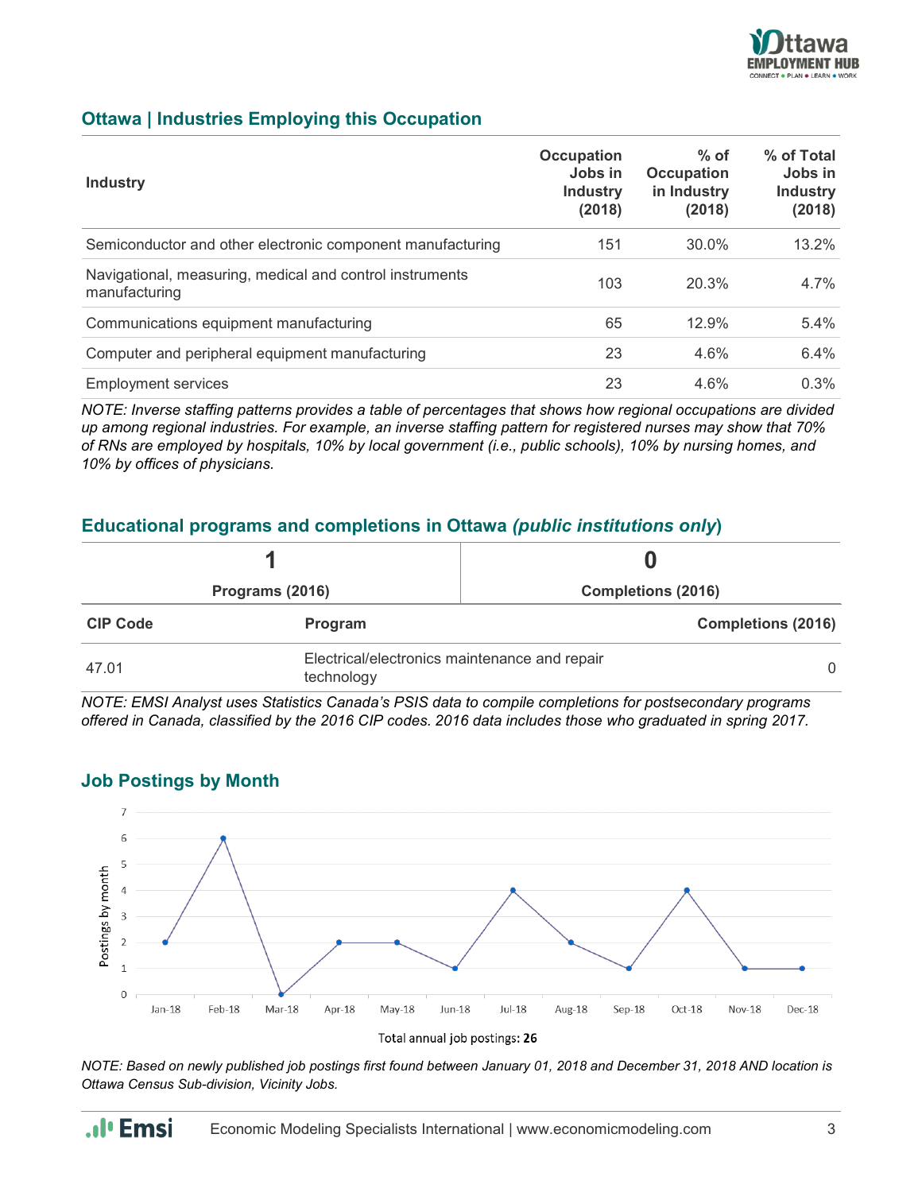## Ottawa | Industries Employing this Occupation

| Industry | Occupation Jobs in Industry (2018) | % of Occupation in Industry (2018) | % of Total Jobs in Industry (2018) |
|---|---|---|---|
| Semiconductor and other electronic component manufacturing | 151 | 30.0% | 13.2% |
| Navigational, measuring, medical and control instruments manufacturing | 103 | 20.3% | 4.7% |
| Communications equipment manufacturing | 65 | 12.9% | 5.4% |
| Computer and peripheral equipment manufacturing | 23 | 4.6% | 6.4% |
| Employment services | 23 | 4.6% | 0.3% |

*NOTE: Inverse staffing patterns provides a table of percentages that shows how regional occupations are divided up among regional industries. For example, an inverse staffing pattern for registered nurses may show that 70% of RNs are employed by hospitals, 10% by local government (i.e., public schools), 10% by nursing homes, and 10% by offices of physicians.*

## Educational programs and completions in Ottawa *(public institutions only)*

| 1 | 0 |
|---|---|
| Programs (2016) | Completions (2016) |

| CIP Code | Program | Completions (2016) |
|---|---|---|
| 47.01 | Electrical/electronics maintenance and repair technology | 0 |

*NOTE: EMSI Analyst uses Statistics Canada's PSIS data to compile completions for postsecondary programs offered in Canada, classified by the 2016 CIP codes. 2016 data includes those who graduated in spring 2017.*

## Job Postings by Month

| Month | Postings by month |
|---|---|
| Jan-18 | 2 |
| Feb-18 | 6 |
| Mar-18 | 0 |
| Apr-18 | 2 |
| May-18 | 2 |
| Jun-18 | 1 |
| Jul-18 | 4 |
| Aug-18 | 2 |
| Sep-18 | 1 |
| Oct-18 | 4 |
| Nov-18 | 1 |
| Dec-18 | 1 |

Total annual job postings: **26**

*NOTE: Based on newly published job postings first found between January 01, 2018 and December 31, 2018 AND location is Ottawa Census Sub-division, Vicinity Jobs.*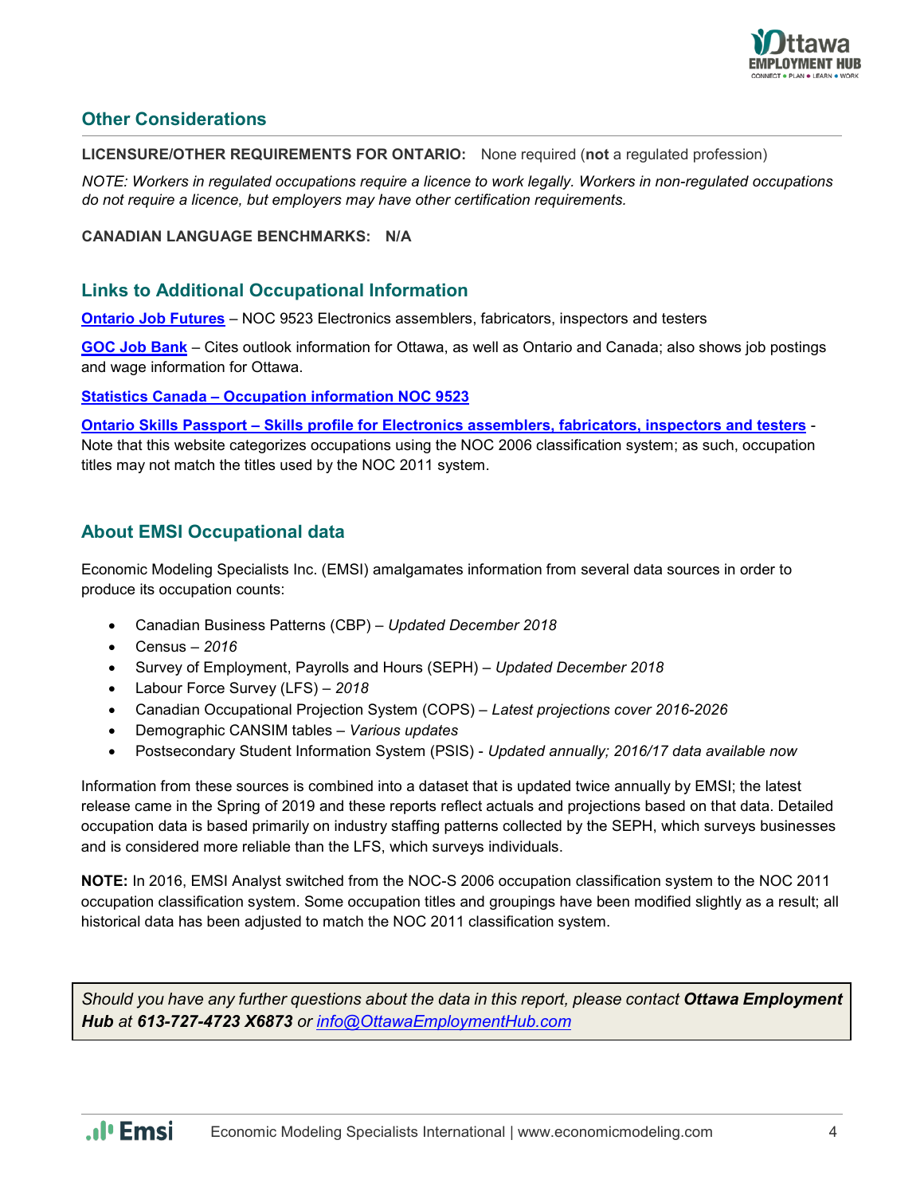## Other Considerations

**LICENSURE/OTHER REQUIREMENTS FOR ONTARIO:** None required (**not** a regulated profession)

*NOTE: Workers in regulated occupations require a licence to work legally. Workers in non-regulated occupations do not require a licence, but employers may have other certification requirements.*

**CANADIAN LANGUAGE BENCHMARKS: N/A**

## Links to Additional Occupational Information

**Ontario Job Futures** – NOC 9523 Electronics assemblers, fabricators, inspectors and testers

**GOC Job Bank** – Cites outlook information for Ottawa, as well as Ontario and Canada; also shows job postings and wage information for Ottawa.

**Statistics Canada – Occupation information NOC 9523**

**Ontario Skills Passport – Skills profile for Electronics assemblers, fabricators, inspectors and testers** - Note that this website categorizes occupations using the NOC 2006 classification system; as such, occupation titles may not match the titles used by the NOC 2011 system.

## About EMSI Occupational data

Economic Modeling Specialists Inc. (EMSI) amalgamates information from several data sources in order to produce its occupation counts:

- Canadian Business Patterns (CBP) – *Updated December 2018*
- Census – *2016*
- Survey of Employment, Payrolls and Hours (SEPH) – *Updated December 2018*
- Labour Force Survey (LFS) – *2018*
- Canadian Occupational Projection System (COPS) – *Latest projections cover 2016-2026*
- Demographic CANSIM tables – *Various updates*
- Postsecondary Student Information System (PSIS) - *Updated annually; 2016/17 data available now*

Information from these sources is combined into a dataset that is updated twice annually by EMSI; the latest release came in the Spring of 2019 and these reports reflect actuals and projections based on that data. Detailed occupation data is based primarily on industry staffing patterns collected by the SEPH, which surveys businesses and is considered more reliable than the LFS, which surveys individuals.

**NOTE:** In 2016, EMSI Analyst switched from the NOC-S 2006 occupation classification system to the NOC 2011 occupation classification system. Some occupation titles and groupings have been modified slightly as a result; all historical data has been adjusted to match the NOC 2011 classification system.

*Should you have any further questions about the data in this report, please contact **Ottawa Employment Hub** at **613-727-4723 X6873** or info@OttawaEmploymentHub.com*